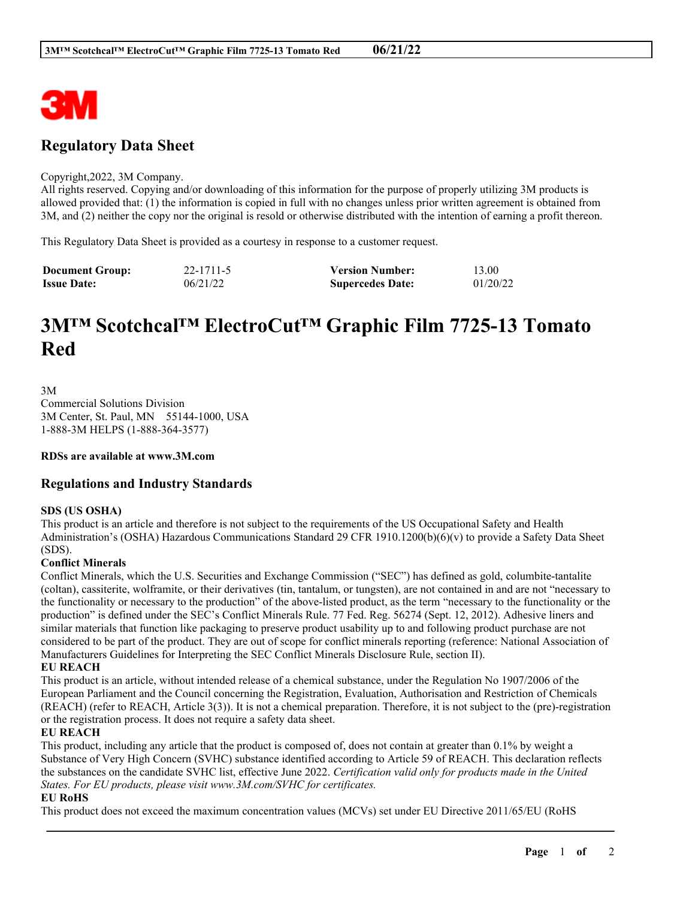# Regulatory Data Sheet

Copyright,2022, 3M Company.
All rights reserved. Copying and/or downloading of this information for the purpose of properly utilizing 3M products is allowed provided that: (1) the information is copied in full with no changes unless prior written agreement is obtained from 3M, and (2) neither the copy nor the original is resold or otherwise distributed with the intention of earning a profit thereon.

This Regulatory Data Sheet is provided as a courtesy in response to a customer request.

| | | | |
|---|---|---|---|
| **Document Group:** | 22-1711-5 | **Version Number:** | 13.00 |
| **Issue Date:** | 06/21/22 | **Supercedes Date:** | 01/20/22 |

# 3M™ Scotchcal™ ElectroCut™ Graphic Film 7725-13 Tomato Red

3M
Commercial Solutions Division
3M Center, St. Paul, MN 55144-1000, USA
1-888-3M HELPS (1-888-364-3577)

**RDSs are available at www.3M.com**

## Regulations and Industry Standards

**SDS (US OSHA)**
This product is an article and therefore is not subject to the requirements of the US Occupational Safety and Health Administration's (OSHA) Hazardous Communications Standard 29 CFR 1910.1200(b)(6)(v) to provide a Safety Data Sheet (SDS).

**Conflict Minerals**
Conflict Minerals, which the U.S. Securities and Exchange Commission ("SEC") has defined as gold, columbite-tantalite (coltan), cassiterite, wolframite, or their derivatives (tin, tantalum, or tungsten), are not contained in and are not "necessary to the functionality or necessary to the production" of the above-listed product, as the term "necessary to the functionality or the production" is defined under the SEC's Conflict Minerals Rule. 77 Fed. Reg. 56274 (Sept. 12, 2012). Adhesive liners and similar materials that function like packaging to preserve product usability up to and following product purchase are not considered to be part of the product. They are out of scope for conflict minerals reporting (reference: National Association of Manufacturers Guidelines for Interpreting the SEC Conflict Minerals Disclosure Rule, section II).

**EU REACH**
This product is an article, without intended release of a chemical substance, under the Regulation No 1907/2006 of the European Parliament and the Council concerning the Registration, Evaluation, Authorisation and Restriction of Chemicals (REACH) (refer to REACH, Article 3(3)). It is not a chemical preparation. Therefore, it is not subject to the (pre)-registration or the registration process. It does not require a safety data sheet.

**EU REACH**
This product, including any article that the product is composed of, does not contain at greater than 0.1% by weight a Substance of Very High Concern (SVHC) substance identified according to Article 59 of REACH. This declaration reflects the substances on the candidate SVHC list, effective June 2022. *Certification valid only for products made in the United States. For EU products, please visit www.3M.com/SVHC for certificates.*

**EU RoHS**
This product does not exceed the maximum concentration values (MCVs) set under EU Directive 2011/65/EU (RoHS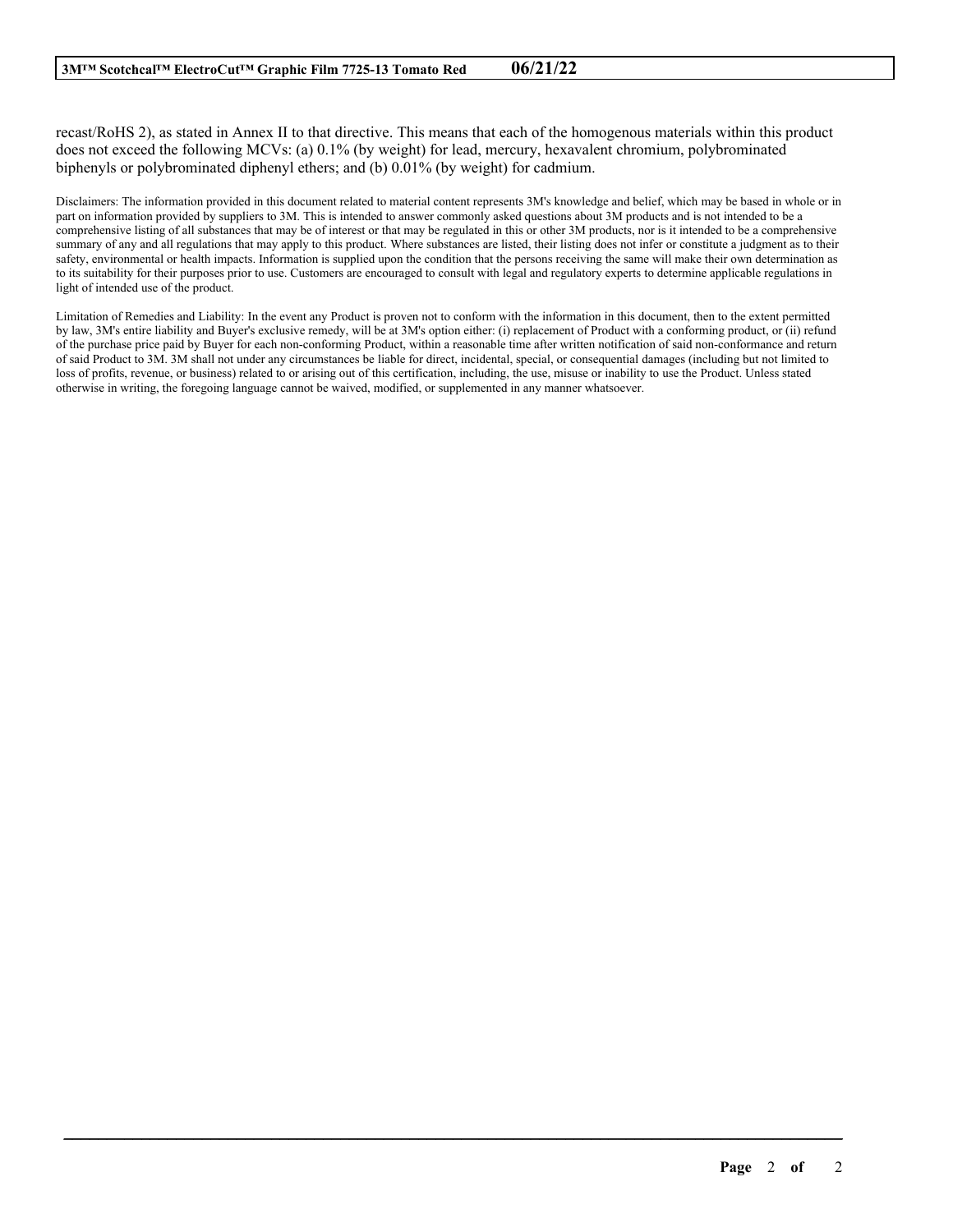recast/RoHS 2), as stated in Annex II to that directive. This means that each of the homogenous materials within this product does not exceed the following MCVs: (a) 0.1% (by weight) for lead, mercury, hexavalent chromium, polybrominated biphenyls or polybrominated diphenyl ethers; and (b) 0.01% (by weight) for cadmium.

Disclaimers: The information provided in this document related to material content represents 3M's knowledge and belief, which may be based in whole or in part on information provided by suppliers to 3M. This is intended to answer commonly asked questions about 3M products and is not intended to be a comprehensive listing of all substances that may be of interest or that may be regulated in this or other 3M products, nor is it intended to be a comprehensive summary of any and all regulations that may apply to this product. Where substances are listed, their listing does not infer or constitute a judgment as to their safety, environmental or health impacts. Information is supplied upon the condition that the persons receiving the same will make their own determination as to its suitability for their purposes prior to use. Customers are encouraged to consult with legal and regulatory experts to determine applicable regulations in light of intended use of the product.

Limitation of Remedies and Liability: In the event any Product is proven not to conform with the information in this document, then to the extent permitted by law, 3M's entire liability and Buyer's exclusive remedy, will be at 3M's option either: (i) replacement of Product with a conforming product, or (ii) refund of the purchase price paid by Buyer for each non-conforming Product, within a reasonable time after written notification of said non-conformance and return of said Product to 3M. 3M shall not under any circumstances be liable for direct, incidental, special, or consequential damages (including but not limited to loss of profits, revenue, or business) related to or arising out of this certification, including, the use, misuse or inability to use the Product. Unless stated otherwise in writing, the foregoing language cannot be waived, modified, or supplemented in any manner whatsoever.